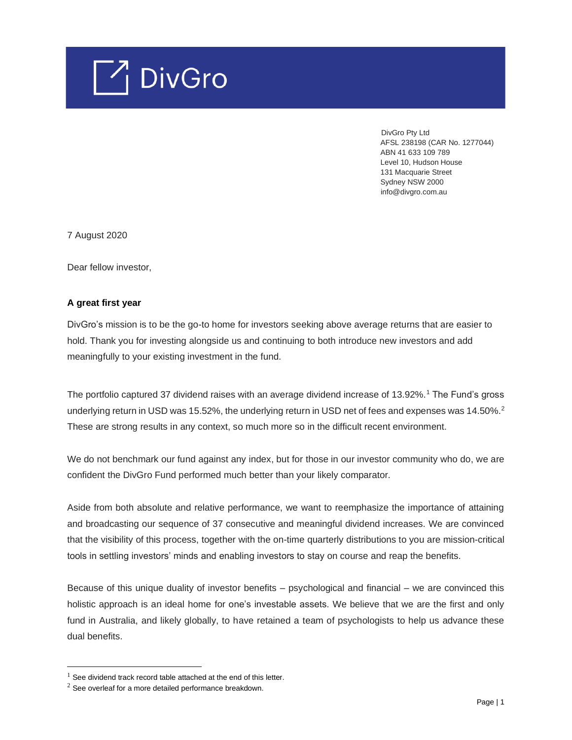# DivGro

DivGro Pty Ltd
AFSL 238198 (CAR No. 1277044)
ABN 41 633 109 789
Level 10, Hudson House
131 Macquarie Street
Sydney NSW 2000
info@divgro.com.au

7 August 2020

Dear fellow investor,

**A great first year**

DivGro's mission is to be the go-to home for investors seeking above average returns that are easier to hold. Thank you for investing alongside us and continuing to both introduce new investors and add meaningfully to your existing investment in the fund.

The portfolio captured 37 dividend raises with an average dividend increase of 13.92%.[1] The Fund's gross underlying return in USD was 15.52%, the underlying return in USD net of fees and expenses was 14.50%.[2] These are strong results in any context, so much more so in the difficult recent environment.

We do not benchmark our fund against any index, but for those in our investor community who do, we are confident the DivGro Fund performed much better than your likely comparator.

Aside from both absolute and relative performance, we want to reemphasize the importance of attaining and broadcasting our sequence of 37 consecutive and meaningful dividend increases. We are convinced that the visibility of this process, together with the on-time quarterly distributions to you are mission-critical tools in settling investors' minds and enabling investors to stay on course and reap the benefits.

Because of this unique duality of investor benefits – psychological and financial – we are convinced this holistic approach is an ideal home for one's investable assets. We believe that we are the first and only fund in Australia, and likely globally, to have retained a team of psychologists to help us advance these dual benefits.

[1] See dividend track record table attached at the end of this letter.

[2] See overleaf for a more detailed performance breakdown.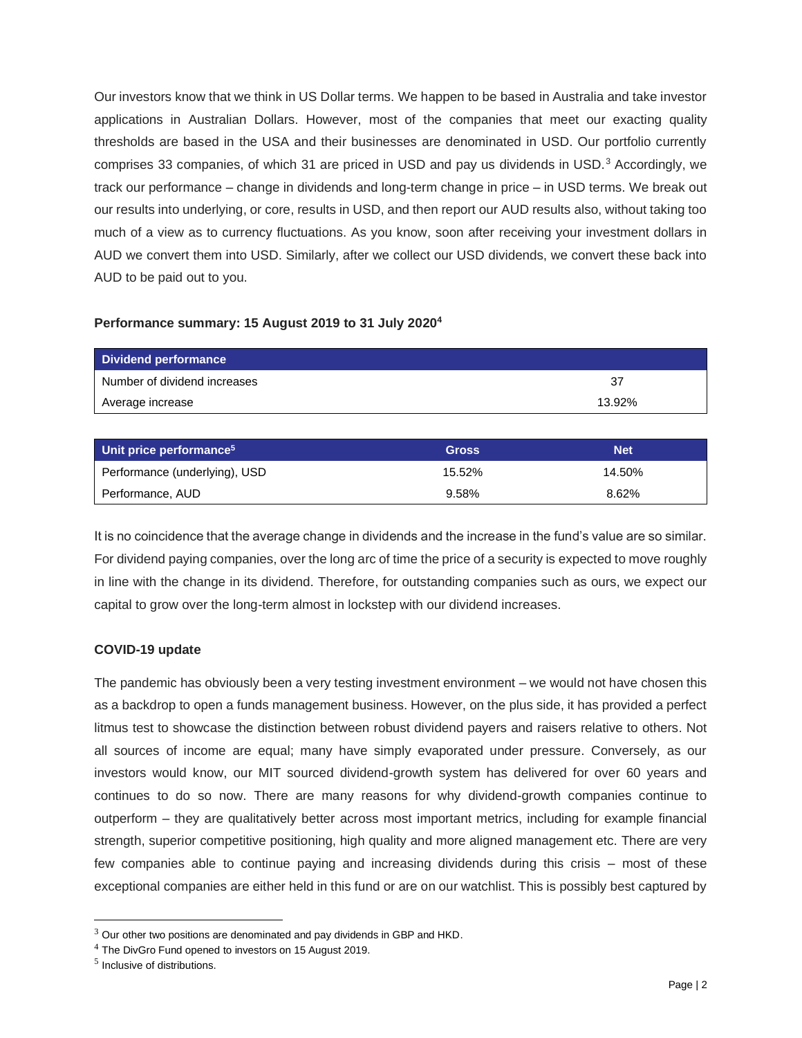Our investors know that we think in US Dollar terms. We happen to be based in Australia and take investor applications in Australian Dollars. However, most of the companies that meet our exacting quality thresholds are based in the USA and their businesses are denominated in USD. Our portfolio currently comprises 33 companies, of which 31 are priced in USD and pay us dividends in USD.[3] Accordingly, we track our performance – change in dividends and long-term change in price – in USD terms. We break out our results into underlying, or core, results in USD, and then report our AUD results also, without taking too much of a view as to currency fluctuations. As you know, soon after receiving your investment dollars in AUD we convert them into USD. Similarly, after we collect our USD dividends, we convert these back into AUD to be paid out to you.

**Performance summary: 15 August 2019 to 31 July 2020[4]**

| Dividend performance | |
|---|---|
| Number of dividend increases | 37 |
| Average increase | 13.92% |

| Unit price performance[5] | Gross | Net |
|---|---|---|
| Performance (underlying), USD | 15.52% | 14.50% |
| Performance, AUD | 9.58% | 8.62% |

It is no coincidence that the average change in dividends and the increase in the fund's value are so similar. For dividend paying companies, over the long arc of time the price of a security is expected to move roughly in line with the change in its dividend. Therefore, for outstanding companies such as ours, we expect our capital to grow over the long-term almost in lockstep with our dividend increases.

**COVID-19 update**

The pandemic has obviously been a very testing investment environment – we would not have chosen this as a backdrop to open a funds management business. However, on the plus side, it has provided a perfect litmus test to showcase the distinction between robust dividend payers and raisers relative to others. Not all sources of income are equal; many have simply evaporated under pressure. Conversely, as our investors would know, our MIT sourced dividend-growth system has delivered for over 60 years and continues to do so now. There are many reasons for why dividend-growth companies continue to outperform – they are qualitatively better across most important metrics, including for example financial strength, superior competitive positioning, high quality and more aligned management etc. There are very few companies able to continue paying and increasing dividends during this crisis – most of these exceptional companies are either held in this fund or are on our watchlist. This is possibly best captured by

[3] Our other two positions are denominated and pay dividends in GBP and HKD.

[4] The DivGro Fund opened to investors on 15 August 2019.

[5] Inclusive of distributions.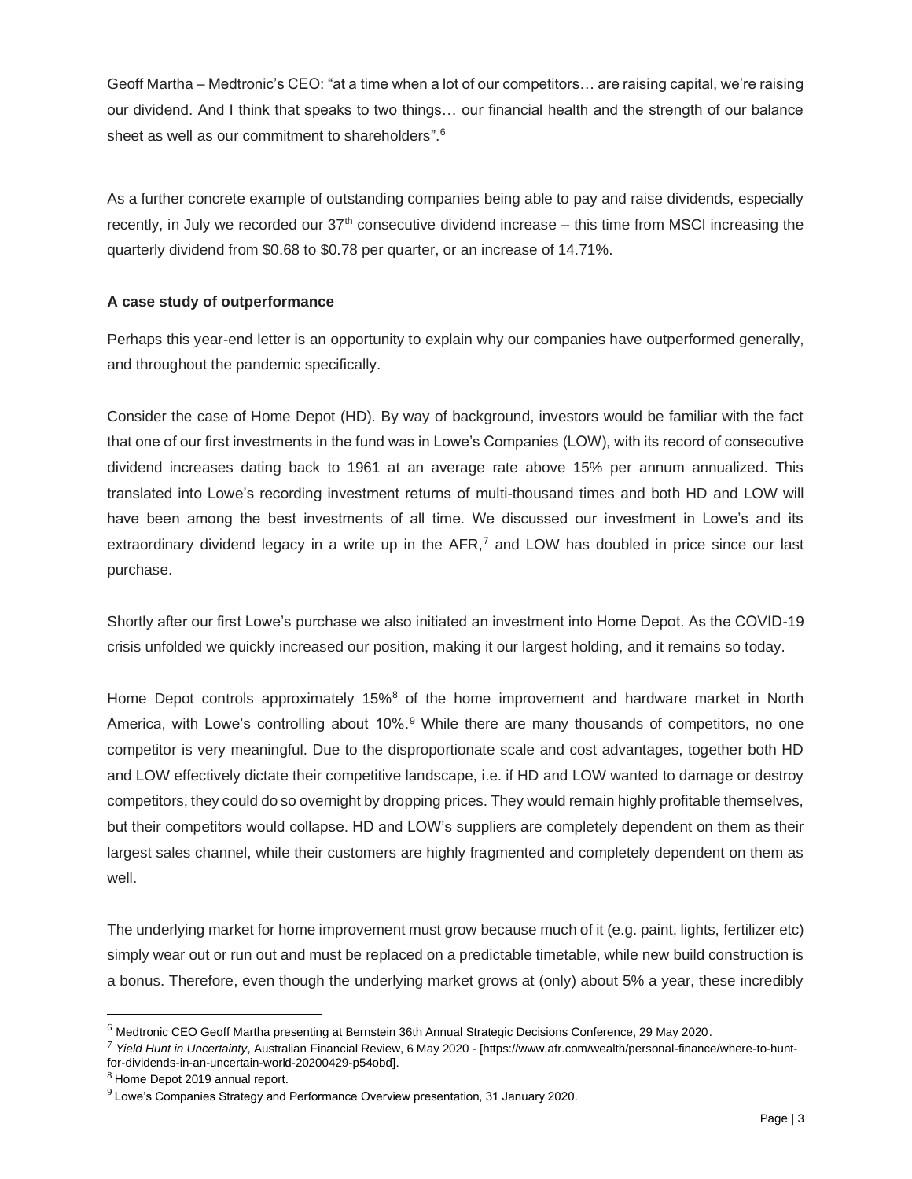Geoff Martha – Medtronic's CEO: "at a time when a lot of our competitors… are raising capital, we're raising our dividend. And I think that speaks to two things… our financial health and the strength of our balance sheet as well as our commitment to shareholders".[6]

As a further concrete example of outstanding companies being able to pay and raise dividends, especially recently, in July we recorded our 37th consecutive dividend increase – this time from MSCI increasing the quarterly dividend from $0.68 to $0.78 per quarter, or an increase of 14.71%.

**A case study of outperformance**

Perhaps this year-end letter is an opportunity to explain why our companies have outperformed generally, and throughout the pandemic specifically.

Consider the case of Home Depot (HD). By way of background, investors would be familiar with the fact that one of our first investments in the fund was in Lowe's Companies (LOW), with its record of consecutive dividend increases dating back to 1961 at an average rate above 15% per annum annualized. This translated into Lowe's recording investment returns of multi-thousand times and both HD and LOW will have been among the best investments of all time. We discussed our investment in Lowe's and its extraordinary dividend legacy in a write up in the AFR,[7] and LOW has doubled in price since our last purchase.

Shortly after our first Lowe's purchase we also initiated an investment into Home Depot. As the COVID-19 crisis unfolded we quickly increased our position, making it our largest holding, and it remains so today.

Home Depot controls approximately 15%[8] of the home improvement and hardware market in North America, with Lowe's controlling about 10%.[9] While there are many thousands of competitors, no one competitor is very meaningful. Due to the disproportionate scale and cost advantages, together both HD and LOW effectively dictate their competitive landscape, i.e. if HD and LOW wanted to damage or destroy competitors, they could do so overnight by dropping prices. They would remain highly profitable themselves, but their competitors would collapse. HD and LOW's suppliers are completely dependent on them as their largest sales channel, while their customers are highly fragmented and completely dependent on them as well.

The underlying market for home improvement must grow because much of it (e.g. paint, lights, fertilizer etc) simply wear out or run out and must be replaced on a predictable timetable, while new build construction is a bonus. Therefore, even though the underlying market grows at (only) about 5% a year, these incredibly

[6] Medtronic CEO Geoff Martha presenting at Bernstein 36th Annual Strategic Decisions Conference, 29 May 2020.

[7] *Yield Hunt in Uncertainty*, Australian Financial Review, 6 May 2020 - [https://www.afr.com/wealth/personal-finance/where-to-hunt-for-dividends-in-an-uncertain-world-20200429-p54obd].

[8] Home Depot 2019 annual report.

[9] Lowe's Companies Strategy and Performance Overview presentation, 31 January 2020.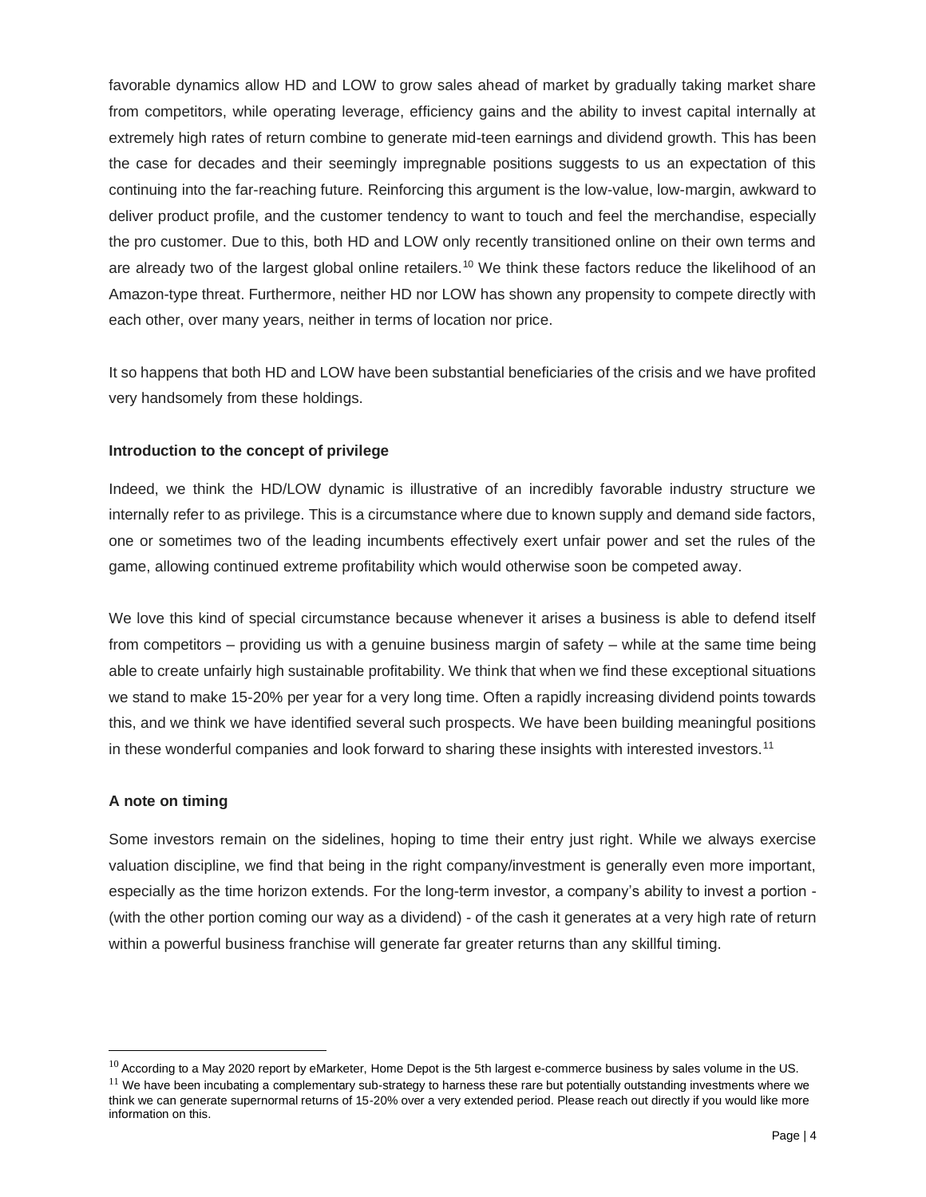favorable dynamics allow HD and LOW to grow sales ahead of market by gradually taking market share from competitors, while operating leverage, efficiency gains and the ability to invest capital internally at extremely high rates of return combine to generate mid-teen earnings and dividend growth. This has been the case for decades and their seemingly impregnable positions suggests to us an expectation of this continuing into the far-reaching future. Reinforcing this argument is the low-value, low-margin, awkward to deliver product profile, and the customer tendency to want to touch and feel the merchandise, especially the pro customer. Due to this, both HD and LOW only recently transitioned online on their own terms and are already two of the largest global online retailers.[10] We think these factors reduce the likelihood of an Amazon-type threat. Furthermore, neither HD nor LOW has shown any propensity to compete directly with each other, over many years, neither in terms of location nor price.

It so happens that both HD and LOW have been substantial beneficiaries of the crisis and we have profited very handsomely from these holdings.

**Introduction to the concept of privilege**

Indeed, we think the HD/LOW dynamic is illustrative of an incredibly favorable industry structure we internally refer to as privilege. This is a circumstance where due to known supply and demand side factors, one or sometimes two of the leading incumbents effectively exert unfair power and set the rules of the game, allowing continued extreme profitability which would otherwise soon be competed away.

We love this kind of special circumstance because whenever it arises a business is able to defend itself from competitors – providing us with a genuine business margin of safety – while at the same time being able to create unfairly high sustainable profitability. We think that when we find these exceptional situations we stand to make 15-20% per year for a very long time. Often a rapidly increasing dividend points towards this, and we think we have identified several such prospects. We have been building meaningful positions in these wonderful companies and look forward to sharing these insights with interested investors.[11]

**A note on timing**

Some investors remain on the sidelines, hoping to time their entry just right. While we always exercise valuation discipline, we find that being in the right company/investment is generally even more important, especially as the time horizon extends. For the long-term investor, a company's ability to invest a portion - (with the other portion coming our way as a dividend) - of the cash it generates at a very high rate of return within a powerful business franchise will generate far greater returns than any skillful timing.

---

[10] According to a May 2020 report by eMarketer, Home Depot is the 5th largest e-commerce business by sales volume in the US.

[11] We have been incubating a complementary sub-strategy to harness these rare but potentially outstanding investments where we think we can generate supernormal returns of 15-20% over a very extended period. Please reach out directly if you would like more information on this.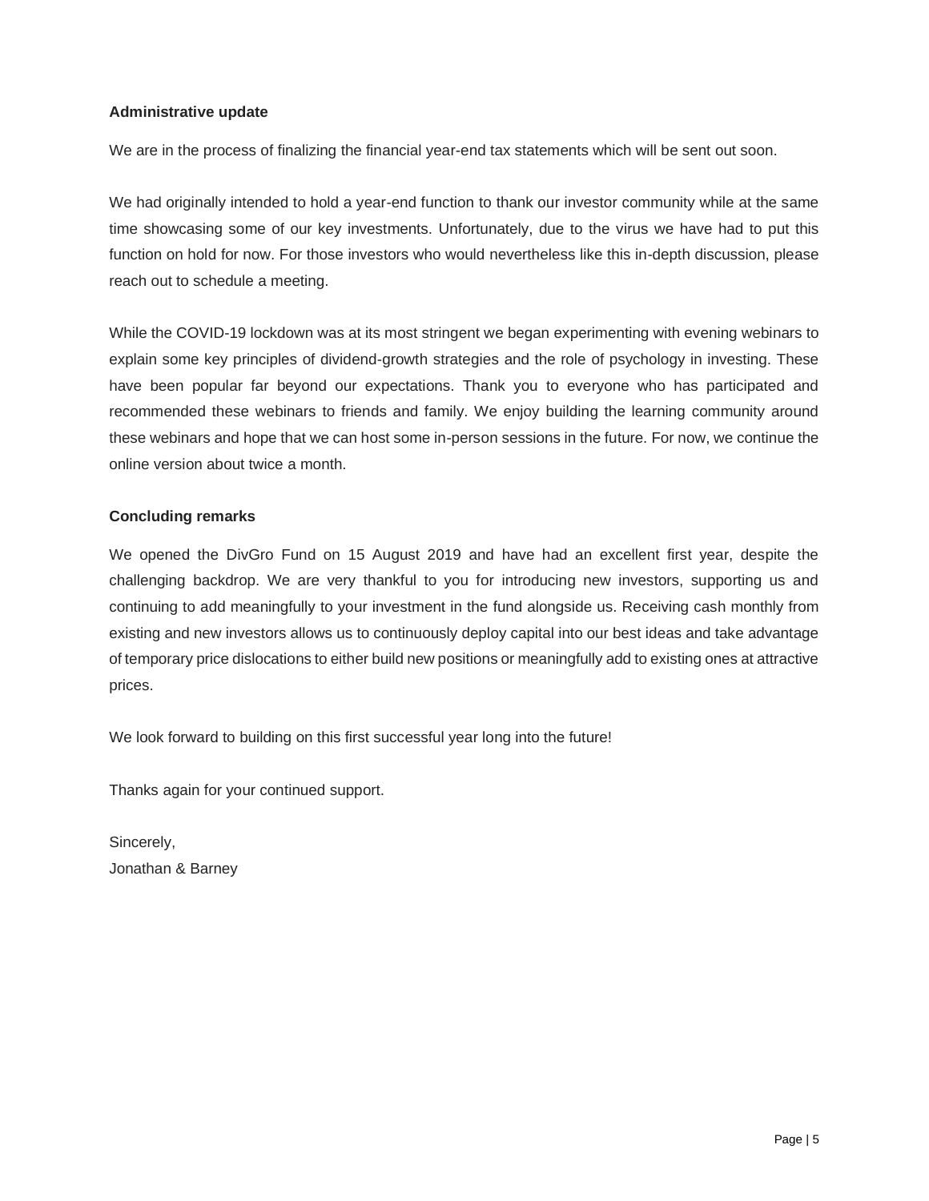**Administrative update**

We are in the process of finalizing the financial year-end tax statements which will be sent out soon.

We had originally intended to hold a year-end function to thank our investor community while at the same time showcasing some of our key investments. Unfortunately, due to the virus we have had to put this function on hold for now. For those investors who would nevertheless like this in-depth discussion, please reach out to schedule a meeting.

While the COVID-19 lockdown was at its most stringent we began experimenting with evening webinars to explain some key principles of dividend-growth strategies and the role of psychology in investing. These have been popular far beyond our expectations. Thank you to everyone who has participated and recommended these webinars to friends and family. We enjoy building the learning community around these webinars and hope that we can host some in-person sessions in the future. For now, we continue the online version about twice a month.

**Concluding remarks**

We opened the DivGro Fund on 15 August 2019 and have had an excellent first year, despite the challenging backdrop. We are very thankful to you for introducing new investors, supporting us and continuing to add meaningfully to your investment in the fund alongside us. Receiving cash monthly from existing and new investors allows us to continuously deploy capital into our best ideas and take advantage of temporary price dislocations to either build new positions or meaningfully add to existing ones at attractive prices.

We look forward to building on this first successful year long into the future!

Thanks again for your continued support.

Sincerely,
Jonathan & Barney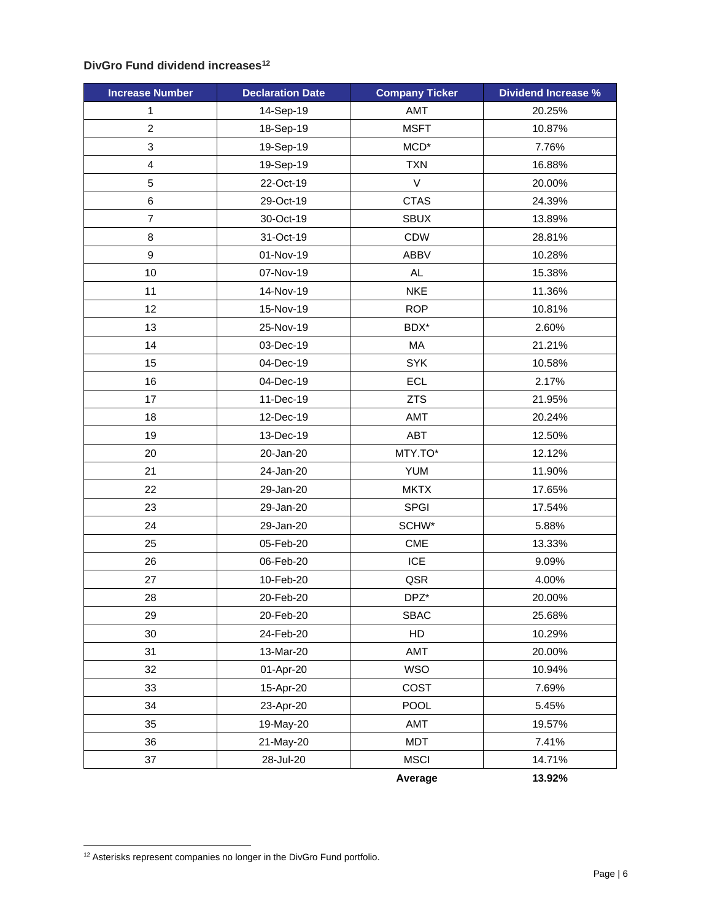### DivGro Fund dividend increases[12]

| Increase Number | Declaration Date | Company Ticker | Dividend Increase % |
|---|---|---|---|
| 1 | 14-Sep-19 | AMT | 20.25% |
| 2 | 18-Sep-19 | MSFT | 10.87% |
| 3 | 19-Sep-19 | MCD* | 7.76% |
| 4 | 19-Sep-19 | TXN | 16.88% |
| 5 | 22-Oct-19 | V | 20.00% |
| 6 | 29-Oct-19 | CTAS | 24.39% |
| 7 | 30-Oct-19 | SBUX | 13.89% |
| 8 | 31-Oct-19 | CDW | 28.81% |
| 9 | 01-Nov-19 | ABBV | 10.28% |
| 10 | 07-Nov-19 | AL | 15.38% |
| 11 | 14-Nov-19 | NKE | 11.36% |
| 12 | 15-Nov-19 | ROP | 10.81% |
| 13 | 25-Nov-19 | BDX* | 2.60% |
| 14 | 03-Dec-19 | MA | 21.21% |
| 15 | 04-Dec-19 | SYK | 10.58% |
| 16 | 04-Dec-19 | ECL | 2.17% |
| 17 | 11-Dec-19 | ZTS | 21.95% |
| 18 | 12-Dec-19 | AMT | 20.24% |
| 19 | 13-Dec-19 | ABT | 12.50% |
| 20 | 20-Jan-20 | MTY.TO* | 12.12% |
| 21 | 24-Jan-20 | YUM | 11.90% |
| 22 | 29-Jan-20 | MKTX | 17.65% |
| 23 | 29-Jan-20 | SPGI | 17.54% |
| 24 | 29-Jan-20 | SCHW* | 5.88% |
| 25 | 05-Feb-20 | CME | 13.33% |
| 26 | 06-Feb-20 | ICE | 9.09% |
| 27 | 10-Feb-20 | QSR | 4.00% |
| 28 | 20-Feb-20 | DPZ* | 20.00% |
| 29 | 20-Feb-20 | SBAC | 25.68% |
| 30 | 24-Feb-20 | HD | 10.29% |
| 31 | 13-Mar-20 | AMT | 20.00% |
| 32 | 01-Apr-20 | WSO | 10.94% |
| 33 | 15-Apr-20 | COST | 7.69% |
| 34 | 23-Apr-20 | POOL | 5.45% |
| 35 | 19-May-20 | AMT | 19.57% |
| 36 | 21-May-20 | MDT | 7.41% |
| 37 | 28-Jul-20 | MSCI | 14.71% |
| | | **Average** | **13.92%** |

[12] Asterisks represent companies no longer in the DivGro Fund portfolio.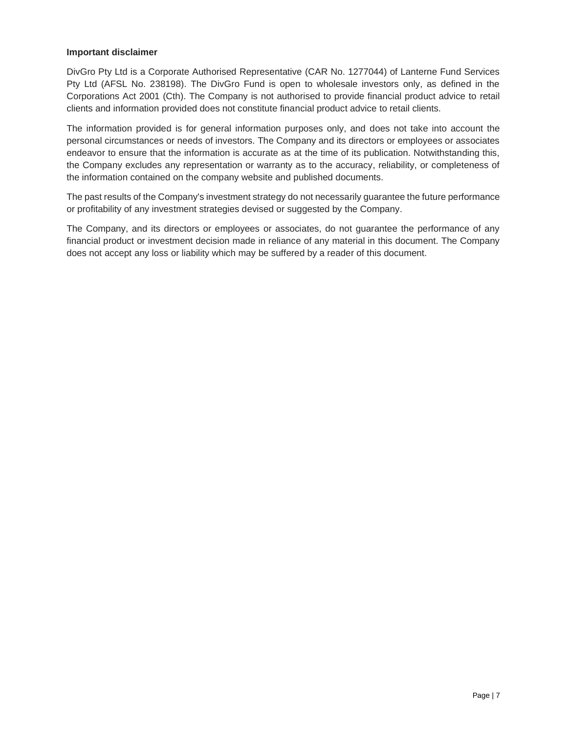**Important disclaimer**

DivGro Pty Ltd is a Corporate Authorised Representative (CAR No. 1277044) of Lanterne Fund Services Pty Ltd (AFSL No. 238198). The DivGro Fund is open to wholesale investors only, as defined in the Corporations Act 2001 (Cth). The Company is not authorised to provide financial product advice to retail clients and information provided does not constitute financial product advice to retail clients.

The information provided is for general information purposes only, and does not take into account the personal circumstances or needs of investors. The Company and its directors or employees or associates endeavor to ensure that the information is accurate as at the time of its publication. Notwithstanding this, the Company excludes any representation or warranty as to the accuracy, reliability, or completeness of the information contained on the company website and published documents.

The past results of the Company's investment strategy do not necessarily guarantee the future performance or profitability of any investment strategies devised or suggested by the Company.

The Company, and its directors or employees or associates, do not guarantee the performance of any financial product or investment decision made in reliance of any material in this document. The Company does not accept any loss or liability which may be suffered by a reader of this document.